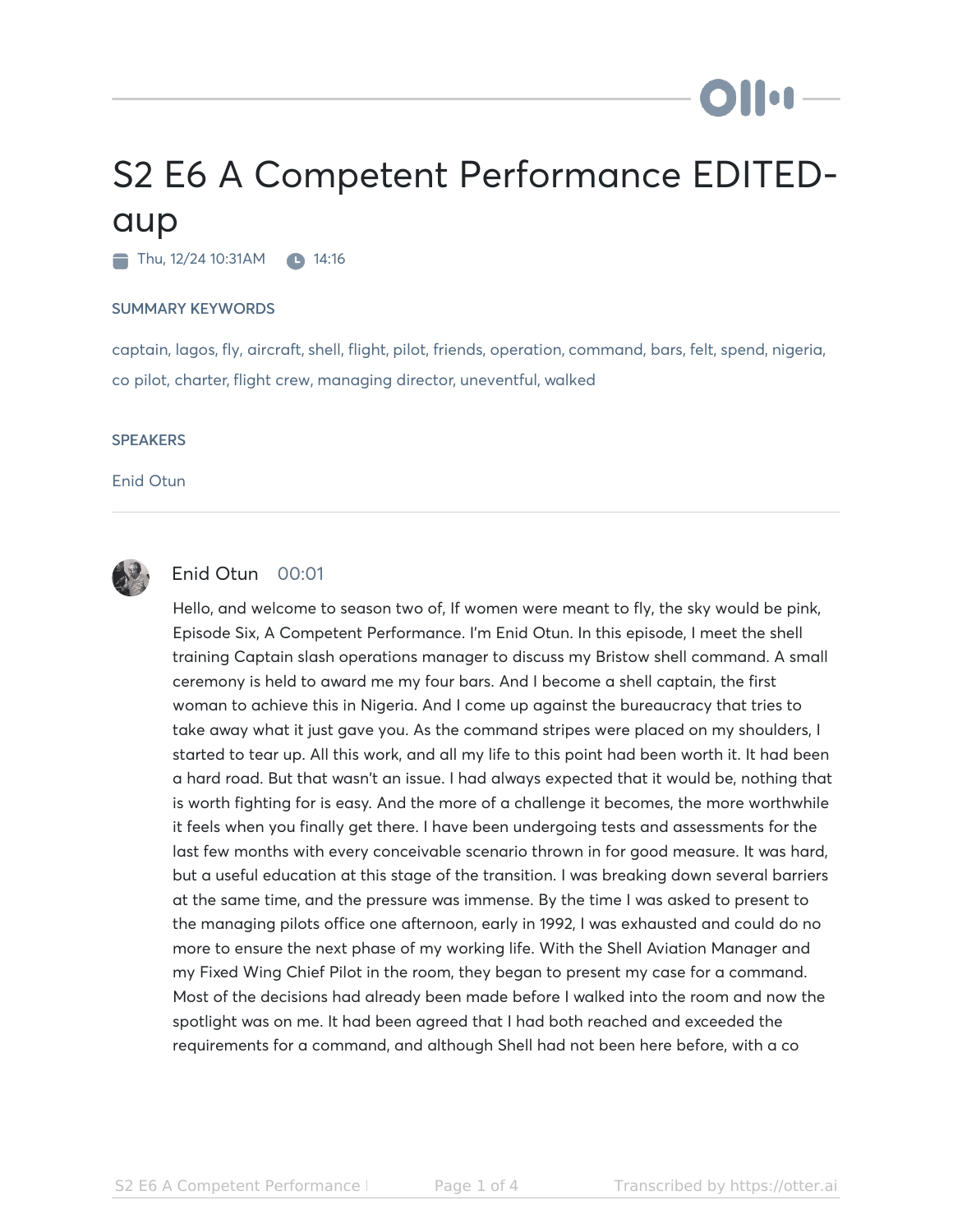# S2 E6 A Competent Performance EDITED-aup

Thu, 12/24 10:31AM 14:16

## SUMMARY KEYWORDS

captain, lagos, fly, aircraft, shell, flight, pilot, friends, operation, command, bars, felt, spend, nigeria, co pilot, charter, flight crew, managing director, uneventful, walked

## SPEAKERS

Enid Otun

---

**Enid Otun** 00:01

Hello, and welcome to season two of, If women were meant to fly, the sky would be pink, Episode Six, A Competent Performance. I'm Enid Otun. In this episode, I meet the shell training Captain slash operations manager to discuss my Bristow shell command. A small ceremony is held to award me my four bars. And I become a shell captain, the first woman to achieve this in Nigeria. And I come up against the bureaucracy that tries to take away what it just gave you. As the command stripes were placed on my shoulders, I started to tear up. All this work, and all my life to this point had been worth it. It had been a hard road. But that wasn't an issue. I had always expected that it would be, nothing that is worth fighting for is easy. And the more of a challenge it becomes, the more worthwhile it feels when you finally get there. I have been undergoing tests and assessments for the last few months with every conceivable scenario thrown in for good measure. It was hard, but a useful education at this stage of the transition. I was breaking down several barriers at the same time, and the pressure was immense. By the time I was asked to present to the managing pilots office one afternoon, early in 1992, I was exhausted and could do no more to ensure the next phase of my working life. With the Shell Aviation Manager and my Fixed Wing Chief Pilot in the room, they began to present my case for a command. Most of the decisions had already been made before I walked into the room and now the spotlight was on me. It had been agreed that I had both reached and exceeded the requirements for a command, and although Shell had not been here before, with a co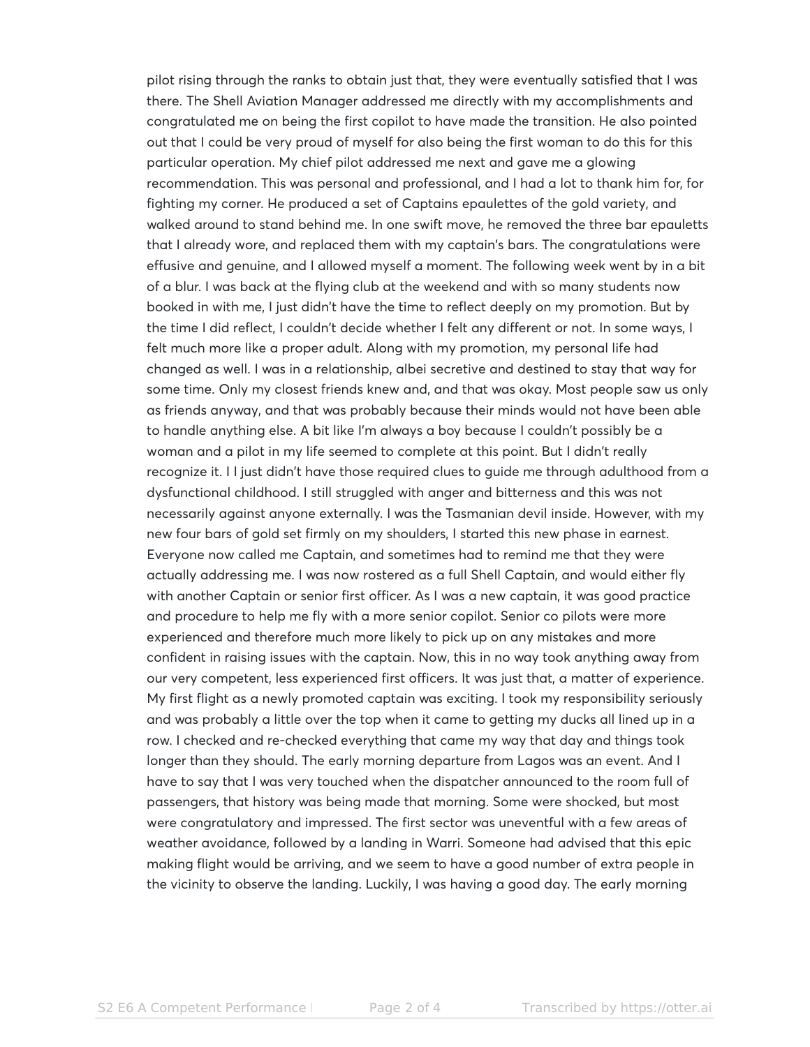pilot rising through the ranks to obtain just that, they were eventually satisfied that I was there. The Shell Aviation Manager addressed me directly with my accomplishments and congratulated me on being the first copilot to have made the transition. He also pointed out that I could be very proud of myself for also being the first woman to do this for this particular operation. My chief pilot addressed me next and gave me a glowing recommendation. This was personal and professional, and I had a lot to thank him for, for fighting my corner. He produced a set of Captains epaulettes of the gold variety, and walked around to stand behind me. In one swift move, he removed the three bar epauletts that I already wore, and replaced them with my captain's bars. The congratulations were effusive and genuine, and I allowed myself a moment. The following week went by in a bit of a blur. I was back at the flying club at the weekend and with so many students now booked in with me, I just didn't have the time to reflect deeply on my promotion. But by the time I did reflect, I couldn't decide whether I felt any different or not. In some ways, I felt much more like a proper adult. Along with my promotion, my personal life had changed as well. I was in a relationship, albei secretive and destined to stay that way for some time. Only my closest friends knew and, and that was okay. Most people saw us only as friends anyway, and that was probably because their minds would not have been able to handle anything else. A bit like I'm always a boy because I couldn't possibly be a woman and a pilot in my life seemed to complete at this point. But I didn't really recognize it. I I just didn't have those required clues to guide me through adulthood from a dysfunctional childhood. I still struggled with anger and bitterness and this was not necessarily against anyone externally. I was the Tasmanian devil inside. However, with my new four bars of gold set firmly on my shoulders, I started this new phase in earnest. Everyone now called me Captain, and sometimes had to remind me that they were actually addressing me. I was now rostered as a full Shell Captain, and would either fly with another Captain or senior first officer. As I was a new captain, it was good practice and procedure to help me fly with a more senior copilot. Senior co pilots were more experienced and therefore much more likely to pick up on any mistakes and more confident in raising issues with the captain. Now, this in no way took anything away from our very competent, less experienced first officers. It was just that, a matter of experience. My first flight as a newly promoted captain was exciting. I took my responsibility seriously and was probably a little over the top when it came to getting my ducks all lined up in a row. I checked and re-checked everything that came my way that day and things took longer than they should. The early morning departure from Lagos was an event. And I have to say that I was very touched when the dispatcher announced to the room full of passengers, that history was being made that morning. Some were shocked, but most were congratulatory and impressed. The first sector was uneventful with a few areas of weather avoidance, followed by a landing in Warri. Someone had advised that this epic making flight would be arriving, and we seem to have a good number of extra people in the vicinity to observe the landing. Luckily, I was having a good day. The early morning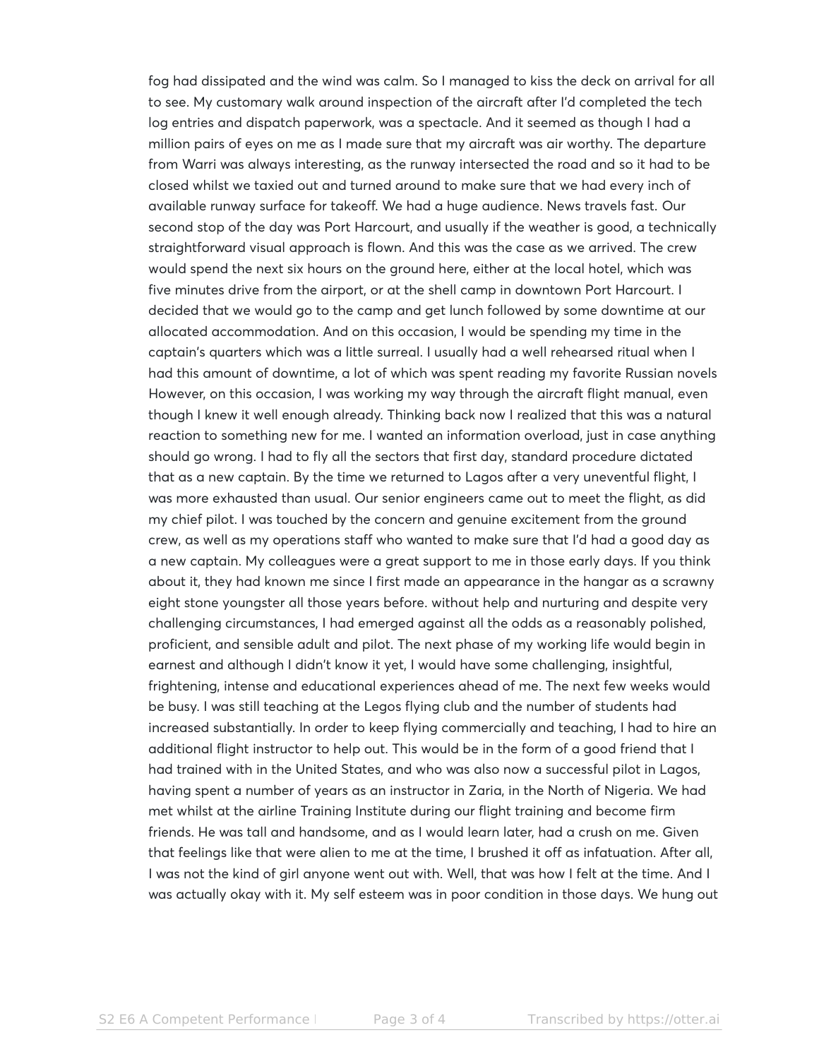fog had dissipated and the wind was calm. So I managed to kiss the deck on arrival for all to see. My customary walk around inspection of the aircraft after I'd completed the tech log entries and dispatch paperwork, was a spectacle. And it seemed as though I had a million pairs of eyes on me as I made sure that my aircraft was air worthy. The departure from Warri was always interesting, as the runway intersected the road and so it had to be closed whilst we taxied out and turned around to make sure that we had every inch of available runway surface for takeoff. We had a huge audience. News travels fast. Our second stop of the day was Port Harcourt, and usually if the weather is good, a technically straightforward visual approach is flown. And this was the case as we arrived. The crew would spend the next six hours on the ground here, either at the local hotel, which was five minutes drive from the airport, or at the shell camp in downtown Port Harcourt. I decided that we would go to the camp and get lunch followed by some downtime at our allocated accommodation. And on this occasion, I would be spending my time in the captain's quarters which was a little surreal. I usually had a well rehearsed ritual when I had this amount of downtime, a lot of which was spent reading my favorite Russian novels However, on this occasion, I was working my way through the aircraft flight manual, even though I knew it well enough already. Thinking back now I realized that this was a natural reaction to something new for me. I wanted an information overload, just in case anything should go wrong. I had to fly all the sectors that first day, standard procedure dictated that as a new captain. By the time we returned to Lagos after a very uneventful flight, I was more exhausted than usual. Our senior engineers came out to meet the flight, as did my chief pilot. I was touched by the concern and genuine excitement from the ground crew, as well as my operations staff who wanted to make sure that I'd had a good day as a new captain. My colleagues were a great support to me in those early days. If you think about it, they had known me since I first made an appearance in the hangar as a scrawny eight stone youngster all those years before. without help and nurturing and despite very challenging circumstances, I had emerged against all the odds as a reasonably polished, proficient, and sensible adult and pilot. The next phase of my working life would begin in earnest and although I didn't know it yet, I would have some challenging, insightful, frightening, intense and educational experiences ahead of me. The next few weeks would be busy. I was still teaching at the Legos flying club and the number of students had increased substantially. In order to keep flying commercially and teaching, I had to hire an additional flight instructor to help out. This would be in the form of a good friend that I had trained with in the United States, and who was also now a successful pilot in Lagos, having spent a number of years as an instructor in Zaria, in the North of Nigeria. We had met whilst at the airline Training Institute during our flight training and become firm friends. He was tall and handsome, and as I would learn later, had a crush on me. Given that feelings like that were alien to me at the time, I brushed it off as infatuation. After all, I was not the kind of girl anyone went out with. Well, that was how I felt at the time. And I was actually okay with it. My self esteem was in poor condition in those days. We hung out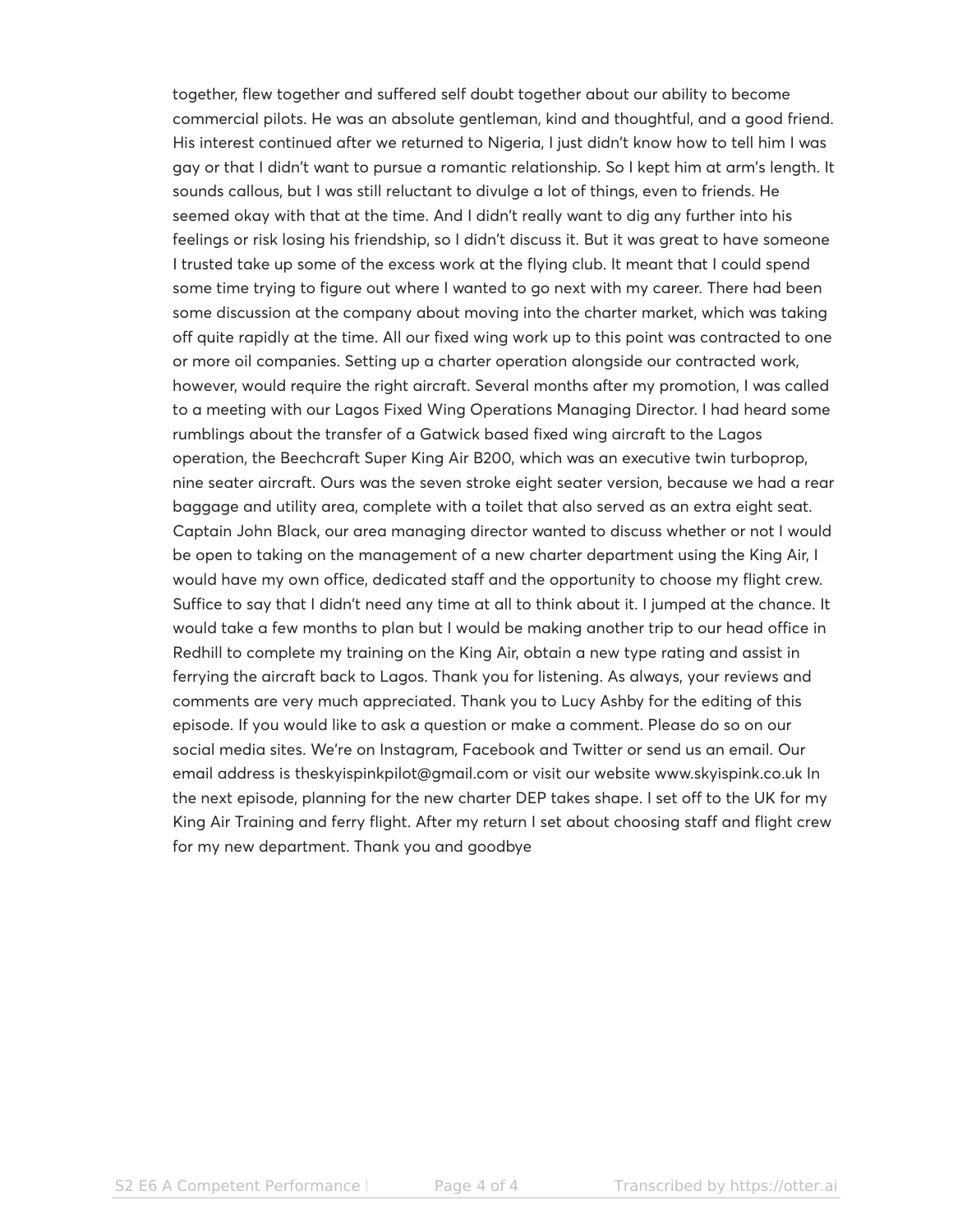together, flew together and suffered self doubt together about our ability to become commercial pilots. He was an absolute gentleman, kind and thoughtful, and a good friend. His interest continued after we returned to Nigeria, I just didn't know how to tell him I was gay or that I didn't want to pursue a romantic relationship. So I kept him at arm's length. It sounds callous, but I was still reluctant to divulge a lot of things, even to friends. He seemed okay with that at the time. And I didn't really want to dig any further into his feelings or risk losing his friendship, so I didn't discuss it. But it was great to have someone I trusted take up some of the excess work at the flying club. It meant that I could spend some time trying to figure out where I wanted to go next with my career. There had been some discussion at the company about moving into the charter market, which was taking off quite rapidly at the time. All our fixed wing work up to this point was contracted to one or more oil companies. Setting up a charter operation alongside our contracted work, however, would require the right aircraft. Several months after my promotion, I was called to a meeting with our Lagos Fixed Wing Operations Managing Director. I had heard some rumblings about the transfer of a Gatwick based fixed wing aircraft to the Lagos operation, the Beechcraft Super King Air B200, which was an executive twin turboprop, nine seater aircraft. Ours was the seven stroke eight seater version, because we had a rear baggage and utility area, complete with a toilet that also served as an extra eight seat. Captain John Black, our area managing director wanted to discuss whether or not I would be open to taking on the management of a new charter department using the King Air, I would have my own office, dedicated staff and the opportunity to choose my flight crew. Suffice to say that I didn't need any time at all to think about it. I jumped at the chance. It would take a few months to plan but I would be making another trip to our head office in Redhill to complete my training on the King Air, obtain a new type rating and assist in ferrying the aircraft back to Lagos. Thank you for listening. As always, your reviews and comments are very much appreciated. Thank you to Lucy Ashby for the editing of this episode. If you would like to ask a question or make a comment. Please do so on our social media sites. We're on Instagram, Facebook and Twitter or send us an email. Our email address is theskyispinkpilot@gmail.com or visit our website www.skyispink.co.uk In the next episode, planning for the new charter DEP takes shape. I set off to the UK for my King Air Training and ferry flight. After my return I set about choosing staff and flight crew for my new department. Thank you and goodbye